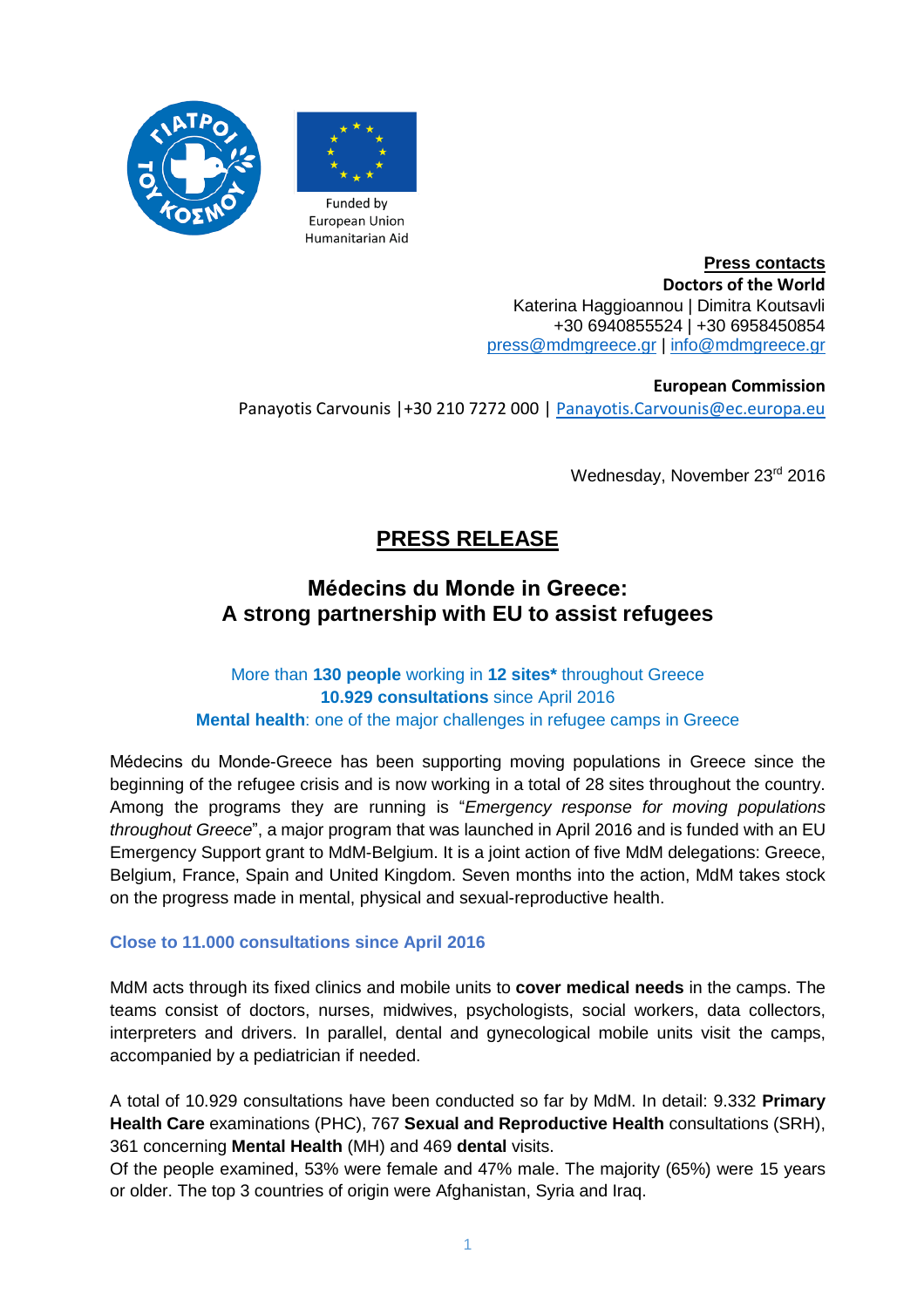Funded by
European Union
Humanitarian Aid

**Press contacts**

**Doctors of the World**

Katerina Haggioannou | Dimitra Koutsavli

+30 6940855524 | +30 6958450854

press@mdmgreece.gr | info@mdmgreece.gr

**European Commission**

Panayotis Carvounis |+30 210 7272 000 | Panayotis.Carvounis@ec.europa.eu

Wednesday, November 23rd 2016

# PRESS RELEASE

## Médecins du Monde in Greece: A strong partnership with EU to assist refugees

More than **130 people** working in **12 sites*** throughout Greece
**10.929 consultations** since April 2016
**Mental health**: one of the major challenges in refugee camps in Greece

Médecins du Monde-Greece has been supporting moving populations in Greece since the beginning of the refugee crisis and is now working in a total of 28 sites throughout the country. Among the programs they are running is "*Emergency response for moving populations throughout Greece*", a major program that was launched in April 2016 and is funded with an EU Emergency Support grant to MdM-Belgium. It is a joint action of five MdM delegations: Greece, Belgium, France, Spain and United Kingdom. Seven months into the action, MdM takes stock on the progress made in mental, physical and sexual-reproductive health.

### Close to 11.000 consultations since April 2016

MdM acts through its fixed clinics and mobile units to **cover medical needs** in the camps. The teams consist of doctors, nurses, midwives, psychologists, social workers, data collectors, interpreters and drivers. In parallel, dental and gynecological mobile units visit the camps, accompanied by a pediatrician if needed.

A total of 10.929 consultations have been conducted so far by MdM. In detail: 9.332 **Primary Health Care** examinations (PHC), 767 **Sexual and Reproductive Health** consultations (SRH), 361 concerning **Mental Health** (MH) and 469 **dental** visits.
Of the people examined, 53% were female and 47% male. The majority (65%) were 15 years or older. The top 3 countries of origin were Afghanistan, Syria and Iraq.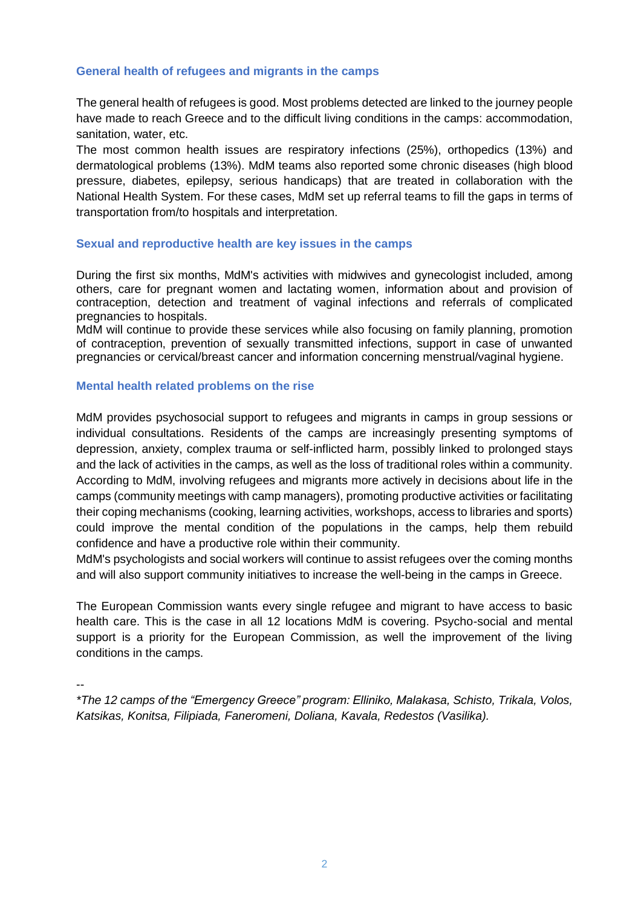## General health of refugees and migrants in the camps

The general health of refugees is good. Most problems detected are linked to the journey people have made to reach Greece and to the difficult living conditions in the camps: accommodation, sanitation, water, etc.

The most common health issues are respiratory infections (25%), orthopedics (13%) and dermatological problems (13%). MdM teams also reported some chronic diseases (high blood pressure, diabetes, epilepsy, serious handicaps) that are treated in collaboration with the National Health System. For these cases, MdM set up referral teams to fill the gaps in terms of transportation from/to hospitals and interpretation.

## Sexual and reproductive health are key issues in the camps

During the first six months, MdM's activities with midwives and gynecologist included, among others, care for pregnant women and lactating women, information about and provision of contraception, detection and treatment of vaginal infections and referrals of complicated pregnancies to hospitals.

MdM will continue to provide these services while also focusing on family planning, promotion of contraception, prevention of sexually transmitted infections, support in case of unwanted pregnancies or cervical/breast cancer and information concerning menstrual/vaginal hygiene.

## Mental health related problems on the rise

MdM provides psychosocial support to refugees and migrants in camps in group sessions or individual consultations. Residents of the camps are increasingly presenting symptoms of depression, anxiety, complex trauma or self-inflicted harm, possibly linked to prolonged stays and the lack of activities in the camps, as well as the loss of traditional roles within a community. According to MdM, involving refugees and migrants more actively in decisions about life in the camps (community meetings with camp managers), promoting productive activities or facilitating their coping mechanisms (cooking, learning activities, workshops, access to libraries and sports) could improve the mental condition of the populations in the camps, help them rebuild confidence and have a productive role within their community.

MdM's psychologists and social workers will continue to assist refugees over the coming months and will also support community initiatives to increase the well-being in the camps in Greece.

The European Commission wants every single refugee and migrant to have access to basic health care. This is the case in all 12 locations MdM is covering. Psycho-social and mental support is a priority for the European Commission, as well the improvement of the living conditions in the camps.

--

*\*The 12 camps of the "Emergency Greece" program: Elliniko, Malakasa, Schisto, Trikala, Volos, Katsikas, Konitsa, Filipiada, Faneromeni, Doliana, Kavala, Redestos (Vasilika).*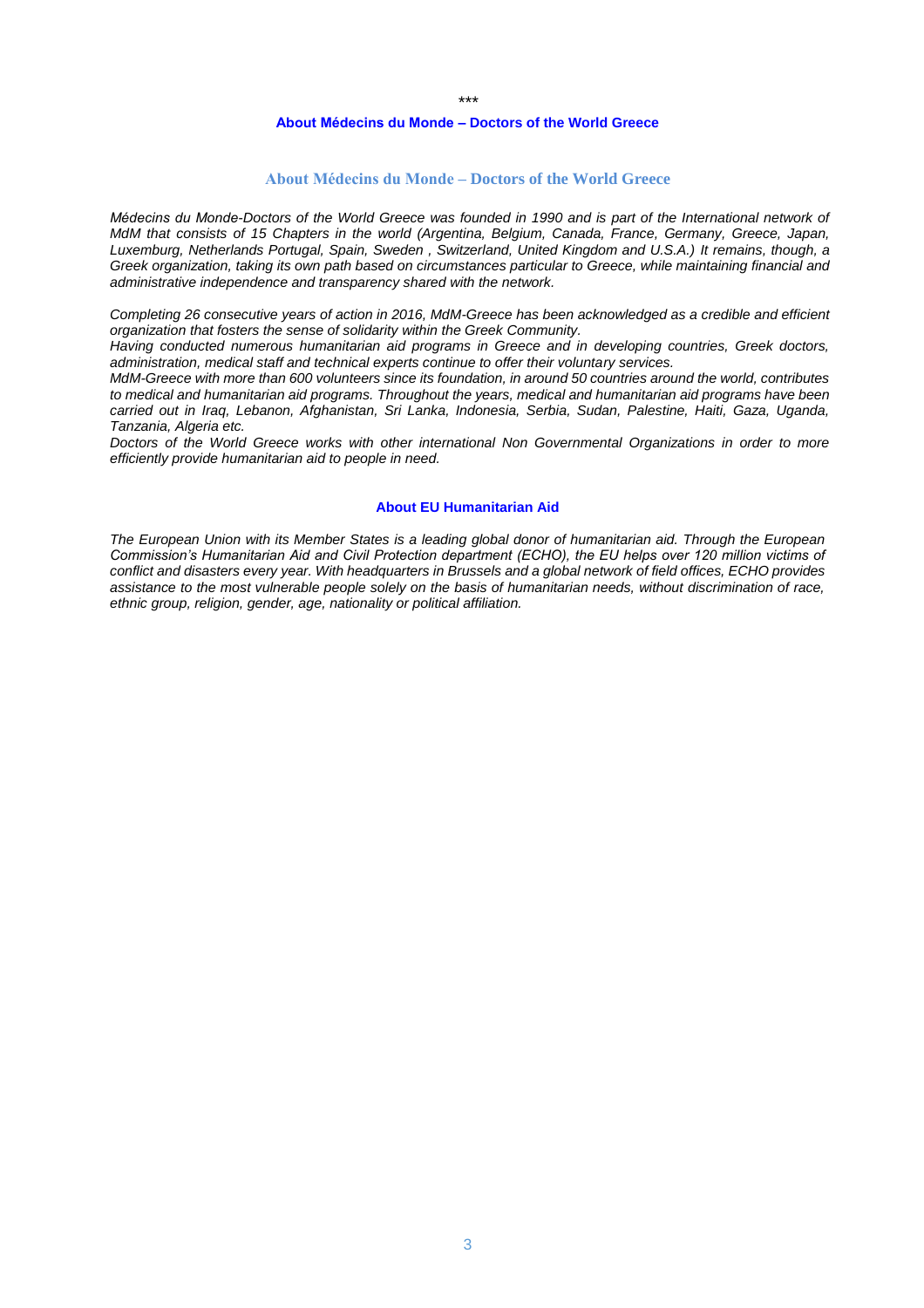\*\*\*

## About Médecins du Monde – Doctors of the World Greece

## About Médecins du Monde – Doctors of the World Greece

*Médecins du Monde-Doctors of the World Greece was founded in 1990 and is part of the International network of MdM that consists of 15 Chapters in the world (Argentina, Belgium, Canada, France, Germany, Greece, Japan, Luxemburg, Netherlands Portugal, Spain, Sweden , Switzerland, United Kingdom and U.S.A.) It remains, though, a Greek organization, taking its own path based on circumstances particular to Greece, while maintaining financial and administrative independence and transparency shared with the network.*

*Completing 26 consecutive years of action in 2016, MdM-Greece has been acknowledged as a credible and efficient organization that fosters the sense of solidarity within the Greek Community.*
*Having conducted numerous humanitarian aid programs in Greece and in developing countries, Greek doctors, administration, medical staff and technical experts continue to offer their voluntary services.*
*MdM-Greece with more than 600 volunteers since its foundation, in around 50 countries around the world, contributes to medical and humanitarian aid programs. Throughout the years, medical and humanitarian aid programs have been carried out in Iraq, Lebanon, Afghanistan, Sri Lanka, Indonesia, Serbia, Sudan, Palestine, Haiti, Gaza, Uganda, Tanzania, Algeria etc.*
*Doctors of the World Greece works with other international Non Governmental Organizations in order to more efficiently provide humanitarian aid to people in need.*

## About EU Humanitarian Aid

*The European Union with its Member States is a leading global donor of humanitarian aid. Through the European Commission's Humanitarian Aid and Civil Protection department (ECHO), the EU helps over 120 million victims of conflict and disasters every year. With headquarters in Brussels and a global network of field offices, ECHO provides assistance to the most vulnerable people solely on the basis of humanitarian needs, without discrimination of race, ethnic group, religion, gender, age, nationality or political affiliation.*